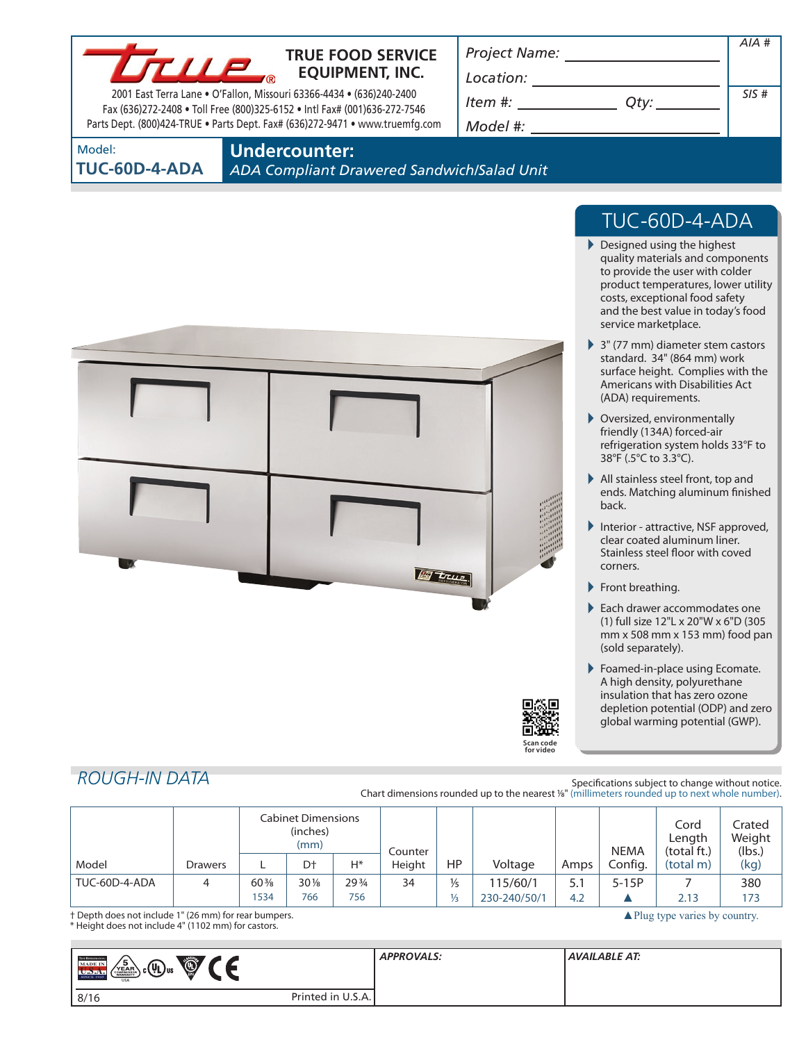# TRUE FOOD SERVICE EQUIPMENT, INC.

2001 East Terra Lane • O'Fallon, Missouri 63366-4434 • (636)240-2400
Fax (636)272-2408 • Toll Free (800)325-6152 • Intl Fax# (001)636-272-7546
Parts Dept. (800)424-TRUE • Parts Dept. Fax# (636)272-9471 • www.truemfg.com

Project Name: ______________________
Location: ______________________
Item #: ____________ Qty: ________
Model #: ______________________

AIA #

SIS #

Model:
**TUC-60D-4-ADA**

## Undercounter:
*ADA Compliant Drawered Sandwich/Salad Unit*

## TUC-60D-4-ADA

- Designed using the highest quality materials and components to provide the user with colder product temperatures, lower utility costs, exceptional food safety and the best value in today's food service marketplace.
- 3" (77 mm) diameter stem castors standard. 34" (864 mm) work surface height. Complies with the Americans with Disabilities Act (ADA) requirements.
- Oversized, environmentally friendly (134A) forced-air refrigeration system holds 33°F to 38°F (.5°C to 3.3°C).
- All stainless steel front, top and ends. Matching aluminum finished back.
- Interior - attractive, NSF approved, clear coated aluminum liner. Stainless steel floor with coved corners.
- Front breathing.
- Each drawer accommodates one (1) full size 12"L x 20"W x 6"D (305 mm x 508 mm x 153 mm) food pan (sold separately).
- Foamed-in-place using Ecomate. A high density, polyurethane insulation that has zero ozone depletion potential (ODP) and zero global warming potential (GWP).

Scan code for video

## *ROUGH-IN DATA*

Specifications subject to change without notice.
Chart dimensions rounded up to the nearest ⅛" (millimeters rounded up to next whole number).

| Model | Drawers | Cabinet Dimensions (inches) (mm) | | | Counter Height | HP | Voltage | Amps | NEMA Config. | Cord Length (total ft.) (total m) | Crated Weight (lbs.) (kg) |
|---|---|---|---|---|---|---|---|---|---|---|---|
| | | L | D† | H* | | | | | | | |
| TUC-60D-4-ADA | 4 | 60⅜ | 30⅛ | 29¾ | 34 | ⅕ | 115/60/1 | 5.1 | 5-15P | 7 | 380 |
| | | 1534 | 766 | 756 | | ⅓ | 230-240/50/1 | 4.2 | ▲ | 2.13 | 173 |

† Depth does not include 1" (26 mm) for rear bumpers.
\* Height does not include 4" (1102 mm) for castors.

▲Plug type varies by country.

APPROVALS:

AVAILABLE AT:

8/16 Printed in U.S.A.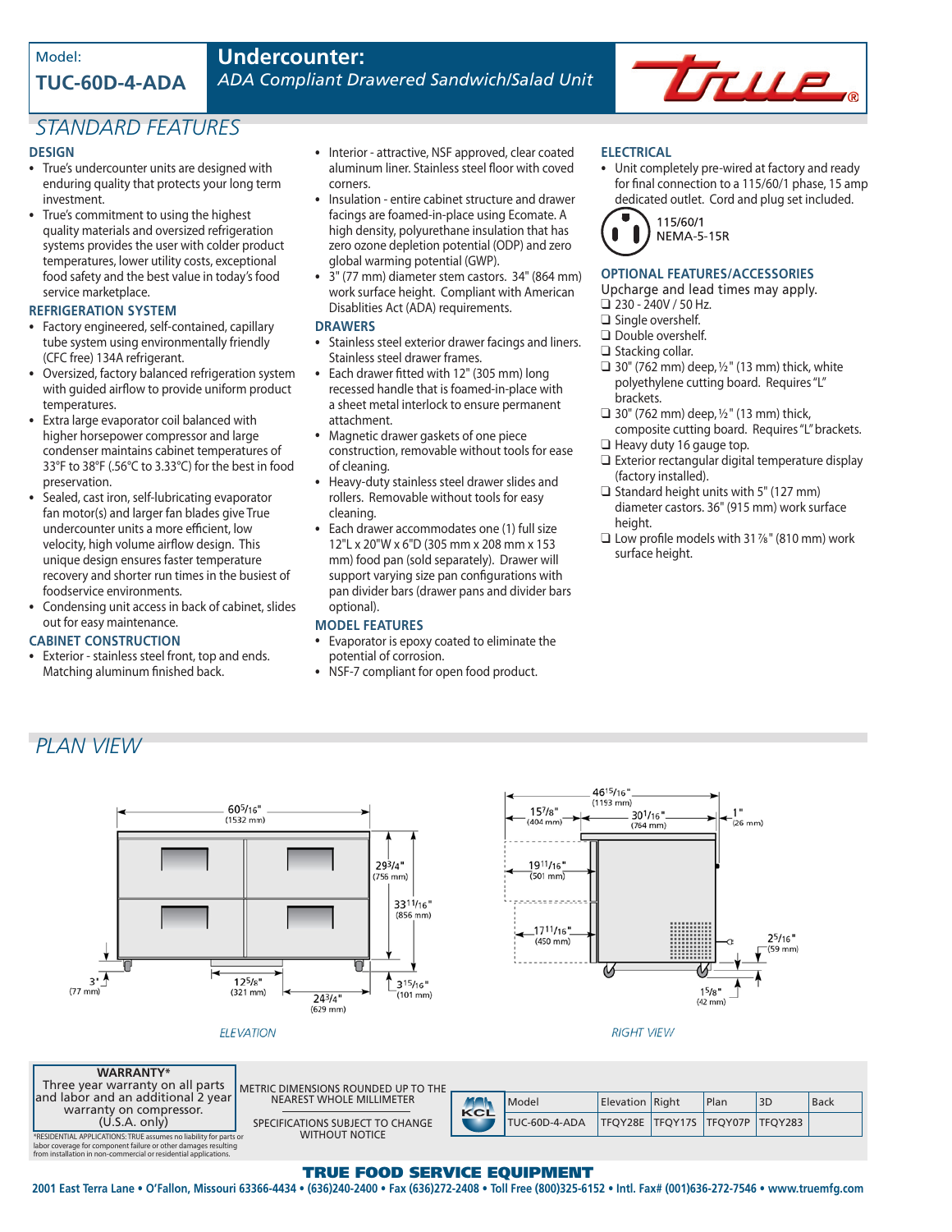Model:

# TUC-60D-4-ADA

## Undercounter:

*ADA Compliant Drawered Sandwich/Salad Unit*

## STANDARD FEATURES

### DESIGN

- True's undercounter units are designed with enduring quality that protects your long term investment.
- True's commitment to using the highest quality materials and oversized refrigeration systems provides the user with colder product temperatures, lower utility costs, exceptional food safety and the best value in today's food service marketplace.

### REFRIGERATION SYSTEM

- Factory engineered, self-contained, capillary tube system using environmentally friendly (CFC free) 134A refrigerant.
- Oversized, factory balanced refrigeration system with guided airflow to provide uniform product temperatures.
- Extra large evaporator coil balanced with higher horsepower compressor and large condenser maintains cabinet temperatures of 33°F to 38°F (.56°C to 3.33°C) for the best in food preservation.
- Sealed, cast iron, self-lubricating evaporator fan motor(s) and larger fan blades give True undercounter units a more efficient, low velocity, high volume airflow design. This unique design ensures faster temperature recovery and shorter run times in the busiest of foodservice environments.
- Condensing unit access in back of cabinet, slides out for easy maintenance.

### CABINET CONSTRUCTION

- Exterior - stainless steel front, top and ends. Matching aluminum finished back.
- Interior - attractive, NSF approved, clear coated aluminum liner. Stainless steel floor with coved corners.
- Insulation - entire cabinet structure and drawer facings are foamed-in-place using Ecomate. A high density, polyurethane insulation that has zero ozone depletion potential (ODP) and zero global warming potential (GWP).
- 3" (77 mm) diameter stem castors. 34" (864 mm) work surface height. Compliant with American Disablities Act (ADA) requirements.

### DRAWERS

- Stainless steel exterior drawer facings and liners. Stainless steel drawer frames.
- Each drawer fitted with 12" (305 mm) long recessed handle that is foamed-in-place with a sheet metal interlock to ensure permanent attachment.
- Magnetic drawer gaskets of one piece construction, removable without tools for ease of cleaning.
- Heavy-duty stainless steel drawer slides and rollers. Removable without tools for easy cleaning.
- Each drawer accommodates one (1) full size 12"L x 20"W x 6"D (305 mm x 208 mm x 153 mm) food pan (sold separately). Drawer will support varying size pan configurations with pan divider bars (drawer pans and divider bars optional).

### MODEL FEATURES

- Evaporator is epoxy coated to eliminate the potential of corrosion.
- NSF-7 compliant for open food product.

### ELECTRICAL

- Unit completely pre-wired at factory and ready for final connection to a 115/60/1 phase, 15 amp dedicated outlet. Cord and plug set included.

115/60/1
NEMA-5-15R

### OPTIONAL FEATURES/ACCESSORIES

Upcharge and lead times may apply.

- ❑ 230 - 240V / 50 Hz.
- ❑ Single overshelf.
- ❑ Double overshelf.
- ❑ Stacking collar.
- ❑ 30" (762 mm) deep, ½" (13 mm) thick, white polyethylene cutting board. Requires "L" brackets.
- ❑ 30" (762 mm) deep, ½" (13 mm) thick, composite cutting board. Requires "L" brackets.
- ❑ Heavy duty 16 gauge top.
- ❑ Exterior rectangular digital temperature display (factory installed).
- ❑ Standard height units with 5" (127 mm) diameter castors. 36" (915 mm) work surface height.
- ❑ Low profile models with 31⅞" (810 mm) work surface height.

## PLAN VIEW

60 5/16" (1532 mm)
29 3/4" (756 mm)
33 11/16" (856 mm)
3" (77 mm)
12 5/8" (321 mm)
24 3/4" (629 mm)
3 15/16" (101 mm)

*ELEVATION*

46 15/16" (1193 mm)
15 7/8" (404 mm)
30 1/16" (764 mm)
1" (26 mm)
19 11/16" (501 mm)
17 11/16" (450 mm)
2 5/16" (59 mm)
1 5/8" (42 mm)

*RIGHT VIEW*

**WARRANTY***
Three year warranty on all parts and labor and an additional 2 year warranty on compressor. (U.S.A. only)

*RESIDENTIAL APPLICATIONS: TRUE assumes no liability for parts or labor coverage for component failure or other damages resulting from installation in non-commercial or residential applications.

METRIC DIMENSIONS ROUNDED UP TO THE NEAREST WHOLE MILLIMETER

SPECIFICATIONS SUBJECT TO CHANGE WITHOUT NOTICE

| Model | Elevation | Right | Plan | 3D | Back |
|---|---|---|---|---|---|
| TUC-60D-4-ADA | TFQY28E | TFQY17S | TFQY07P | TFQY283 | |

**TRUE FOOD SERVICE EQUIPMENT**

2001 East Terra Lane • O'Fallon, Missouri 63366-4434 • (636)240-2400 • Fax (636)272-2408 • Toll Free (800)325-6152 • Intl. Fax# (001)636-272-7546 • www.truemfg.com